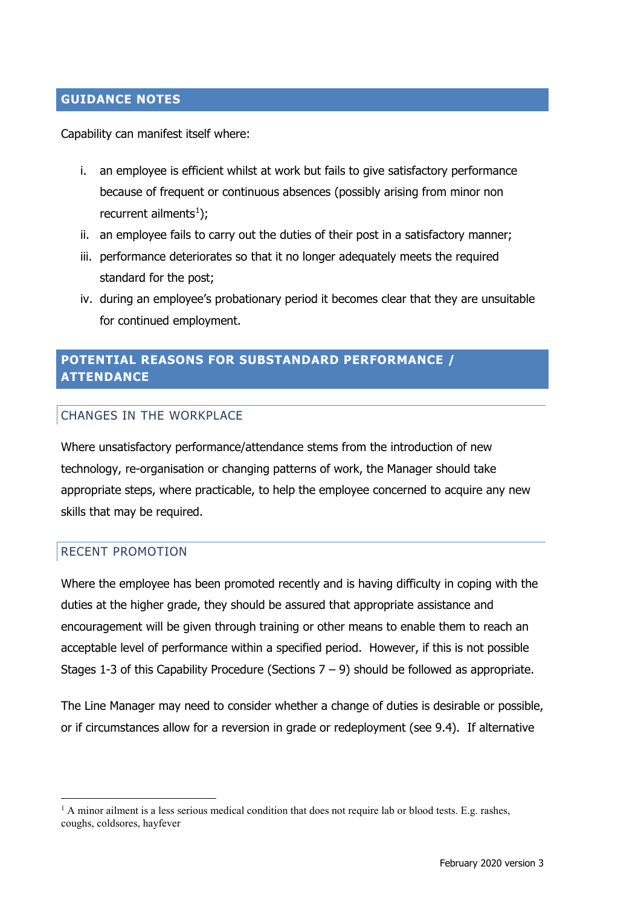## GUIDANCE NOTES

Capability can manifest itself where:

i. an employee is efficient whilst at work but fails to give satisfactory performance because of frequent or continuous absences (possibly arising from minor non recurrent ailments[1]);
ii. an employee fails to carry out the duties of their post in a satisfactory manner;
iii. performance deteriorates so that it no longer adequately meets the required standard for the post;
iv. during an employee's probationary period it becomes clear that they are unsuitable for continued employment.

## POTENTIAL REASONS FOR SUBSTANDARD PERFORMANCE / ATTENDANCE

### CHANGES IN THE WORKPLACE

Where unsatisfactory performance/attendance stems from the introduction of new technology, re-organisation or changing patterns of work, the Manager should take appropriate steps, where practicable, to help the employee concerned to acquire any new skills that may be required.

### RECENT PROMOTION

Where the employee has been promoted recently and is having difficulty in coping with the duties at the higher grade, they should be assured that appropriate assistance and encouragement will be given through training or other means to enable them to reach an acceptable level of performance within a specified period. However, if this is not possible Stages 1-3 of this Capability Procedure (Sections 7 – 9) should be followed as appropriate.

The Line Manager may need to consider whether a change of duties is desirable or possible, or if circumstances allow for a reversion in grade or redeployment (see 9.4). If alternative

[1] A minor ailment is a less serious medical condition that does not require lab or blood tests. E.g. rashes, coughs, coldsores, hayfever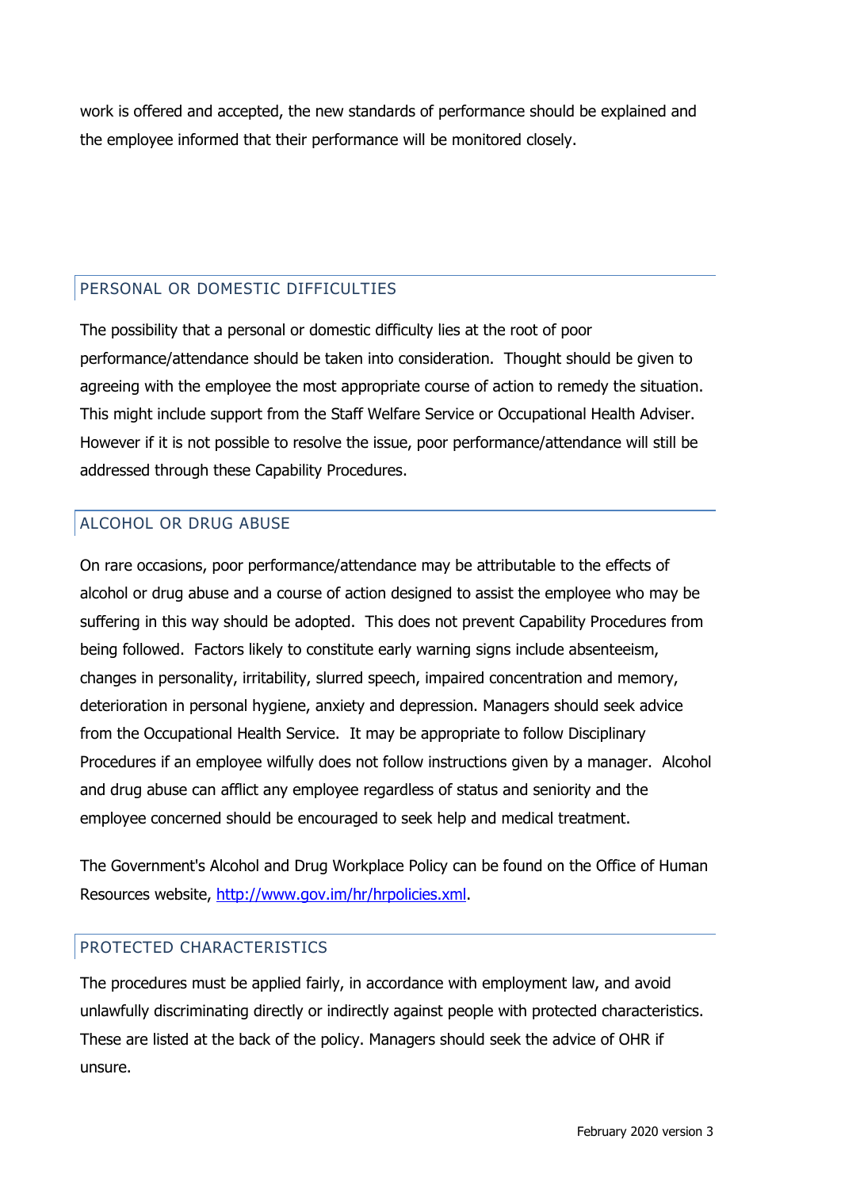work is offered and accepted, the new standards of performance should be explained and the employee informed that their performance will be monitored closely.

## PERSONAL OR DOMESTIC DIFFICULTIES

The possibility that a personal or domestic difficulty lies at the root of poor performance/attendance should be taken into consideration. Thought should be given to agreeing with the employee the most appropriate course of action to remedy the situation. This might include support from the Staff Welfare Service or Occupational Health Adviser. However if it is not possible to resolve the issue, poor performance/attendance will still be addressed through these Capability Procedures.

## ALCOHOL OR DRUG ABUSE

On rare occasions, poor performance/attendance may be attributable to the effects of alcohol or drug abuse and a course of action designed to assist the employee who may be suffering in this way should be adopted. This does not prevent Capability Procedures from being followed. Factors likely to constitute early warning signs include absenteeism, changes in personality, irritability, slurred speech, impaired concentration and memory, deterioration in personal hygiene, anxiety and depression. Managers should seek advice from the Occupational Health Service. It may be appropriate to follow Disciplinary Procedures if an employee wilfully does not follow instructions given by a manager. Alcohol and drug abuse can afflict any employee regardless of status and seniority and the employee concerned should be encouraged to seek help and medical treatment.

The Government's Alcohol and Drug Workplace Policy can be found on the Office of Human Resources website, http://www.gov.im/hr/hrpolicies.xml.

## PROTECTED CHARACTERISTICS

The procedures must be applied fairly, in accordance with employment law, and avoid unlawfully discriminating directly or indirectly against people with protected characteristics. These are listed at the back of the policy. Managers should seek the advice of OHR if unsure.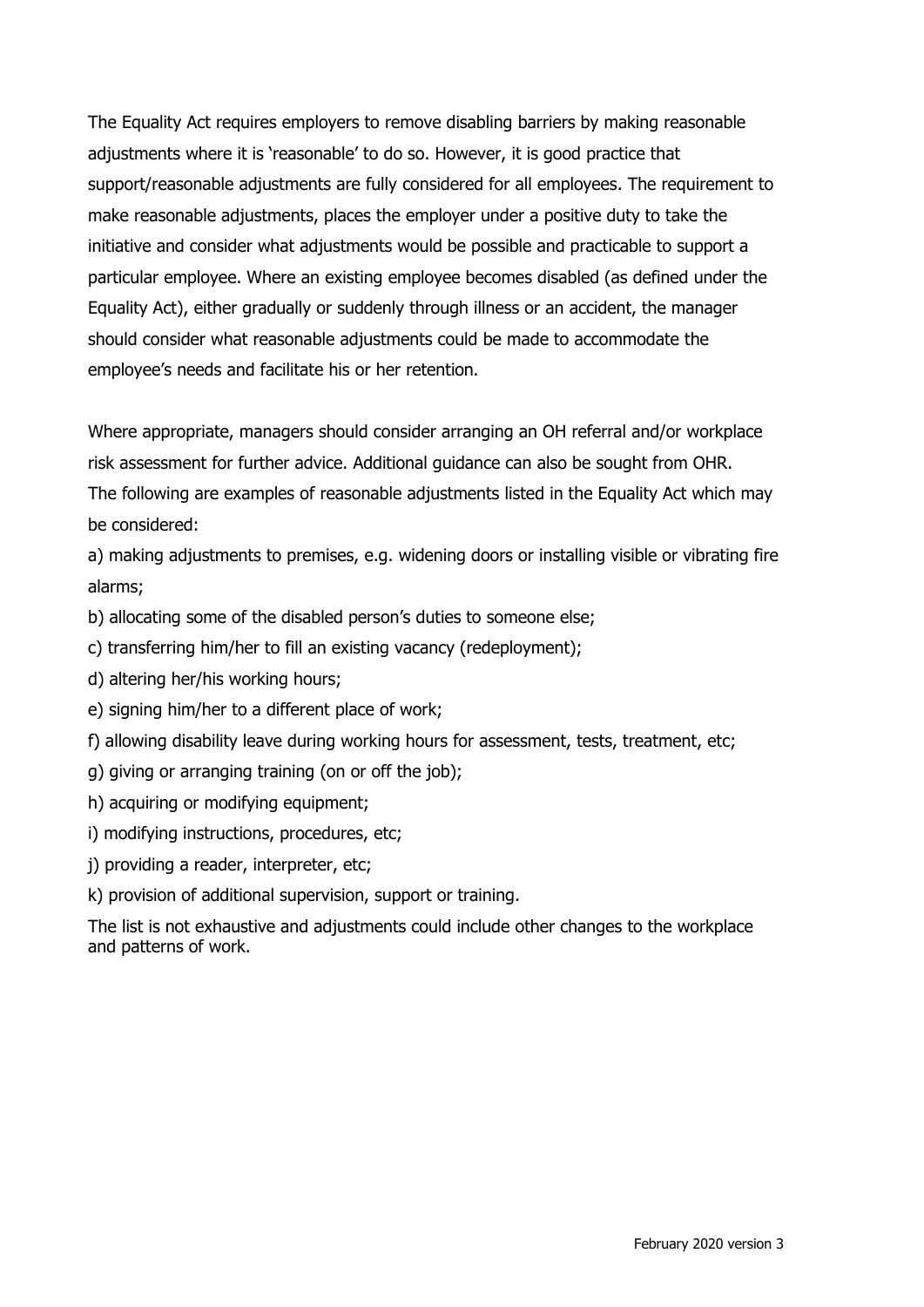The Equality Act requires employers to remove disabling barriers by making reasonable adjustments where it is 'reasonable' to do so. However, it is good practice that support/reasonable adjustments are fully considered for all employees. The requirement to make reasonable adjustments, places the employer under a positive duty to take the initiative and consider what adjustments would be possible and practicable to support a particular employee. Where an existing employee becomes disabled (as defined under the Equality Act), either gradually or suddenly through illness or an accident, the manager should consider what reasonable adjustments could be made to accommodate the employee's needs and facilitate his or her retention.

Where appropriate, managers should consider arranging an OH referral and/or workplace risk assessment for further advice. Additional guidance can also be sought from OHR. The following are examples of reasonable adjustments listed in the Equality Act which may be considered:

a) making adjustments to premises, e.g. widening doors or installing visible or vibrating fire alarms;

b) allocating some of the disabled person's duties to someone else;

c) transferring him/her to fill an existing vacancy (redeployment);

d) altering her/his working hours;

e) signing him/her to a different place of work;

f) allowing disability leave during working hours for assessment, tests, treatment, etc;

g) giving or arranging training (on or off the job);

h) acquiring or modifying equipment;

i) modifying instructions, procedures, etc;

j) providing a reader, interpreter, etc;

k) provision of additional supervision, support or training.

The list is not exhaustive and adjustments could include other changes to the workplace and patterns of work.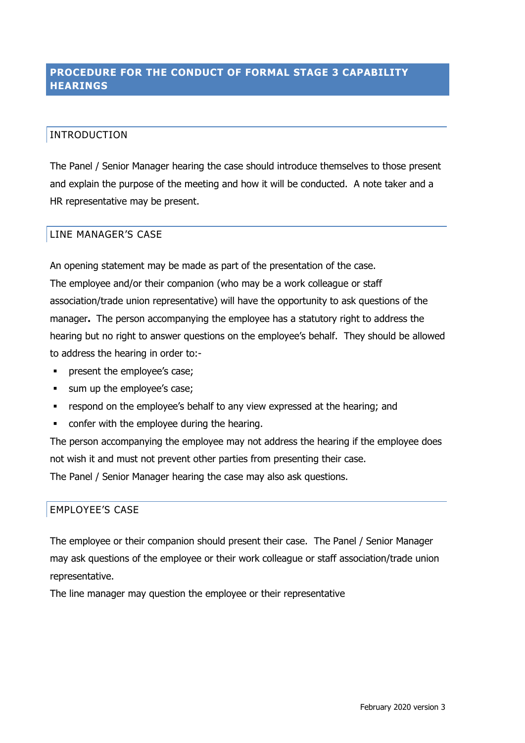## PROCEDURE FOR THE CONDUCT OF FORMAL STAGE 3 CAPABILITY HEARINGS

### INTRODUCTION

The Panel / Senior Manager hearing the case should introduce themselves to those present and explain the purpose of the meeting and how it will be conducted. A note taker and a HR representative may be present.

### LINE MANAGER'S CASE

An opening statement may be made as part of the presentation of the case.

The employee and/or their companion (who may be a work colleague or staff association/trade union representative) will have the opportunity to ask questions of the manager**.** The person accompanying the employee has a statutory right to address the hearing but no right to answer questions on the employee's behalf. They should be allowed to address the hearing in order to:-

- present the employee's case;
- sum up the employee's case;
- respond on the employee's behalf to any view expressed at the hearing; and
- confer with the employee during the hearing.

The person accompanying the employee may not address the hearing if the employee does not wish it and must not prevent other parties from presenting their case.

The Panel / Senior Manager hearing the case may also ask questions.

### EMPLOYEE'S CASE

The employee or their companion should present their case. The Panel / Senior Manager may ask questions of the employee or their work colleague or staff association/trade union representative.

The line manager may question the employee or their representative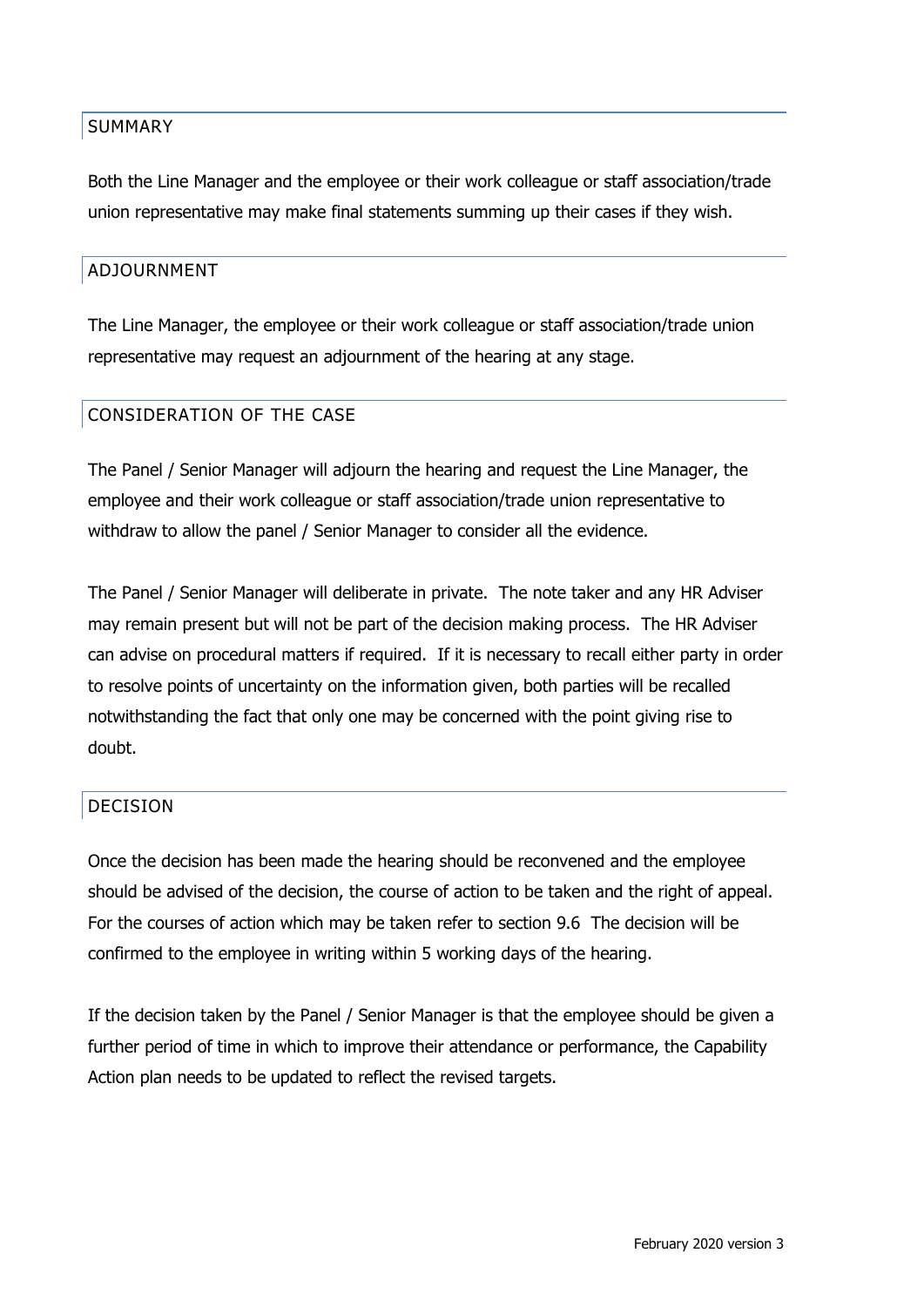## SUMMARY

Both the Line Manager and the employee or their work colleague or staff association/trade union representative may make final statements summing up their cases if they wish.

## ADJOURNMENT

The Line Manager, the employee or their work colleague or staff association/trade union representative may request an adjournment of the hearing at any stage.

## CONSIDERATION OF THE CASE

The Panel / Senior Manager will adjourn the hearing and request the Line Manager, the employee and their work colleague or staff association/trade union representative to withdraw to allow the panel / Senior Manager to consider all the evidence.

The Panel / Senior Manager will deliberate in private. The note taker and any HR Adviser may remain present but will not be part of the decision making process. The HR Adviser can advise on procedural matters if required. If it is necessary to recall either party in order to resolve points of uncertainty on the information given, both parties will be recalled notwithstanding the fact that only one may be concerned with the point giving rise to doubt.

## DECISION

Once the decision has been made the hearing should be reconvened and the employee should be advised of the decision, the course of action to be taken and the right of appeal. For the courses of action which may be taken refer to section 9.6 The decision will be confirmed to the employee in writing within 5 working days of the hearing.

If the decision taken by the Panel / Senior Manager is that the employee should be given a further period of time in which to improve their attendance or performance, the Capability Action plan needs to be updated to reflect the revised targets.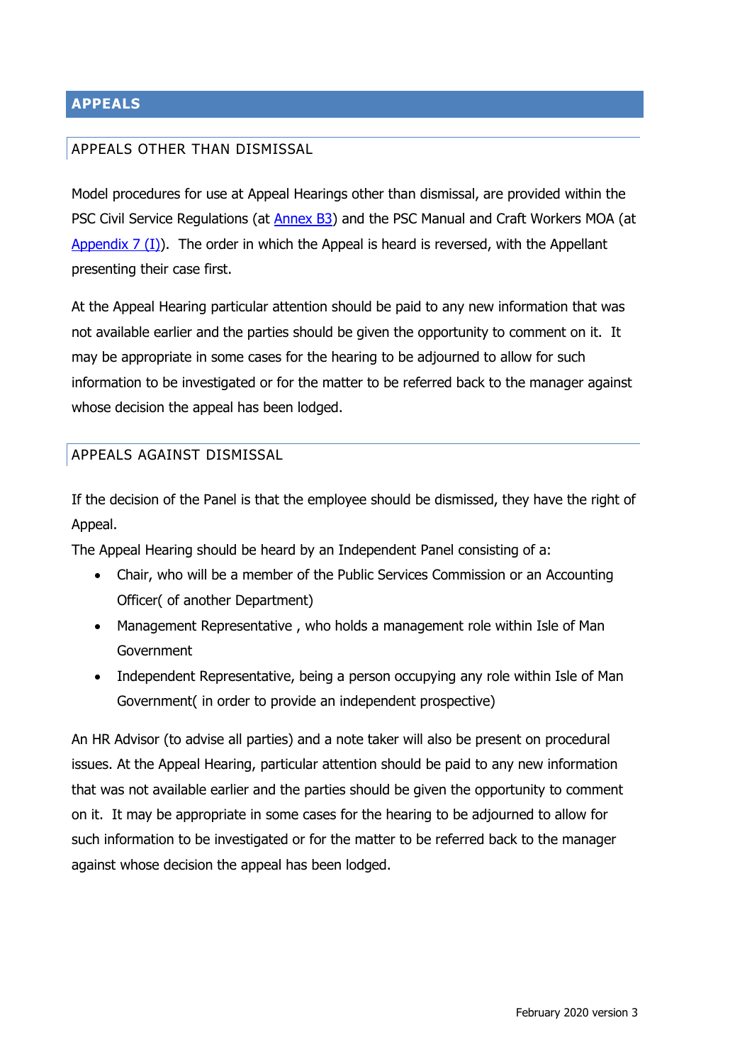## APPEALS

### APPEALS OTHER THAN DISMISSAL

Model procedures for use at Appeal Hearings other than dismissal, are provided within the PSC Civil Service Regulations (at Annex B3) and the PSC Manual and Craft Workers MOA (at Appendix 7 (I)). The order in which the Appeal is heard is reversed, with the Appellant presenting their case first.

At the Appeal Hearing particular attention should be paid to any new information that was not available earlier and the parties should be given the opportunity to comment on it. It may be appropriate in some cases for the hearing to be adjourned to allow for such information to be investigated or for the matter to be referred back to the manager against whose decision the appeal has been lodged.

### APPEALS AGAINST DISMISSAL

If the decision of the Panel is that the employee should be dismissed, they have the right of Appeal.

The Appeal Hearing should be heard by an Independent Panel consisting of a:

- Chair, who will be a member of the Public Services Commission or an Accounting Officer( of another Department)
- Management Representative , who holds a management role within Isle of Man Government
- Independent Representative, being a person occupying any role within Isle of Man Government( in order to provide an independent prospective)

An HR Advisor (to advise all parties) and a note taker will also be present on procedural issues. At the Appeal Hearing, particular attention should be paid to any new information that was not available earlier and the parties should be given the opportunity to comment on it. It may be appropriate in some cases for the hearing to be adjourned to allow for such information to be investigated or for the matter to be referred back to the manager against whose decision the appeal has been lodged.